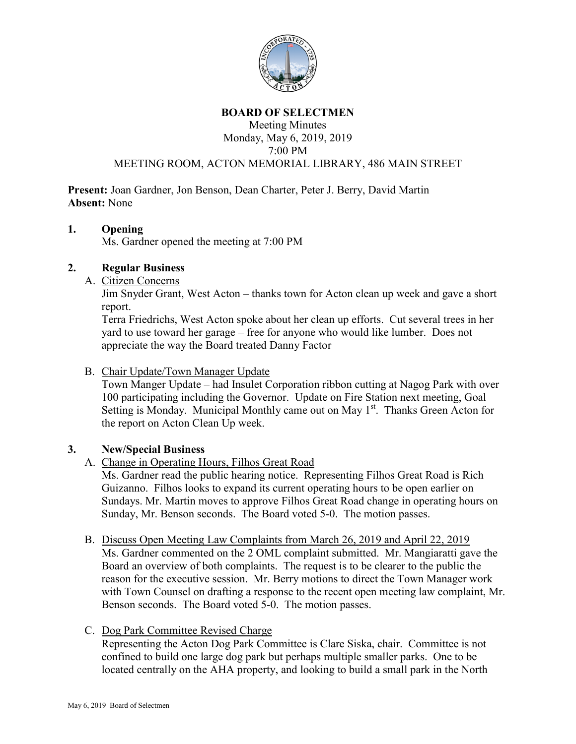# BOARD OF SELECTMEN

Meeting Minutes
Monday, May 6, 2019, 2019
7:00 PM
MEETING ROOM, ACTON MEMORIAL LIBRARY, 486 MAIN STREET

**Present:** Joan Gardner, Jon Benson, Dean Charter, Peter J. Berry, David Martin
**Absent:** None

## 1. Opening

Ms. Gardner opened the meeting at 7:00 PM

## 2. Regular Business

A. Citizen Concerns

Jim Snyder Grant, West Acton – thanks town for Acton clean up week and gave a short report.

Terra Friedrichs, West Acton spoke about her clean up efforts. Cut several trees in her yard to use toward her garage – free for anyone who would like lumber. Does not appreciate the way the Board treated Danny Factor

B. Chair Update/Town Manager Update

Town Manger Update – had Insulet Corporation ribbon cutting at Nagog Park with over 100 participating including the Governor. Update on Fire Station next meeting, Goal Setting is Monday. Municipal Monthly came out on May 1st. Thanks Green Acton for the report on Acton Clean Up week.

## 3. New/Special Business

A. Change in Operating Hours, Filhos Great Road

Ms. Gardner read the public hearing notice. Representing Filhos Great Road is Rich Guizanno. Filhos looks to expand its current operating hours to be open earlier on Sundays. Mr. Martin moves to approve Filhos Great Road change in operating hours on Sunday, Mr. Benson seconds. The Board voted 5-0. The motion passes.

B. Discuss Open Meeting Law Complaints from March 26, 2019 and April 22, 2019

Ms. Gardner commented on the 2 OML complaint submitted. Mr. Mangiaratti gave the Board an overview of both complaints. The request is to be clearer to the public the reason for the executive session. Mr. Berry motions to direct the Town Manager work with Town Counsel on drafting a response to the recent open meeting law complaint, Mr. Benson seconds. The Board voted 5-0. The motion passes.

C. Dog Park Committee Revised Charge

Representing the Acton Dog Park Committee is Clare Siska, chair. Committee is not confined to build one large dog park but perhaps multiple smaller parks. One to be located centrally on the AHA property, and looking to build a small park in the North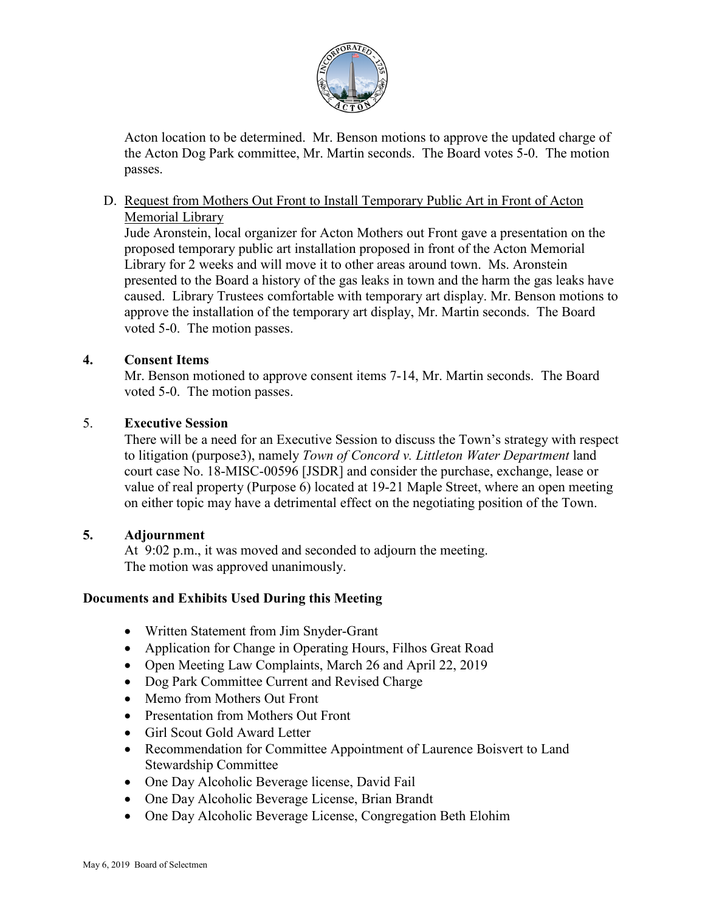Acton location to be determined. Mr. Benson motions to approve the updated charge of the Acton Dog Park committee, Mr. Martin seconds. The Board votes 5-0. The motion passes.

D. Request from Mothers Out Front to Install Temporary Public Art in Front of Acton Memorial Library

Jude Aronstein, local organizer for Acton Mothers out Front gave a presentation on the proposed temporary public art installation proposed in front of the Acton Memorial Library for 2 weeks and will move it to other areas around town. Ms. Aronstein presented to the Board a history of the gas leaks in town and the harm the gas leaks have caused. Library Trustees comfortable with temporary art display. Mr. Benson motions to approve the installation of the temporary art display, Mr. Martin seconds. The Board voted 5-0. The motion passes.

**4. Consent Items**

Mr. Benson motioned to approve consent items 7-14, Mr. Martin seconds. The Board voted 5-0. The motion passes.

5. **Executive Session**

There will be a need for an Executive Session to discuss the Town's strategy with respect to litigation (purpose3), namely *Town of Concord v. Littleton Water Department* land court case No. 18-MISC-00596 [JSDR] and consider the purchase, exchange, lease or value of real property (Purpose 6) located at 19-21 Maple Street, where an open meeting on either topic may have a detrimental effect on the negotiating position of the Town.

**5. Adjournment**

At 9:02 p.m., it was moved and seconded to adjourn the meeting.
The motion was approved unanimously.

**Documents and Exhibits Used During this Meeting**

- Written Statement from Jim Snyder-Grant
- Application for Change in Operating Hours, Filhos Great Road
- Open Meeting Law Complaints, March 26 and April 22, 2019
- Dog Park Committee Current and Revised Charge
- Memo from Mothers Out Front
- Presentation from Mothers Out Front
- Girl Scout Gold Award Letter
- Recommendation for Committee Appointment of Laurence Boisvert to Land Stewardship Committee
- One Day Alcoholic Beverage license, David Fail
- One Day Alcoholic Beverage License, Brian Brandt
- One Day Alcoholic Beverage License, Congregation Beth Elohim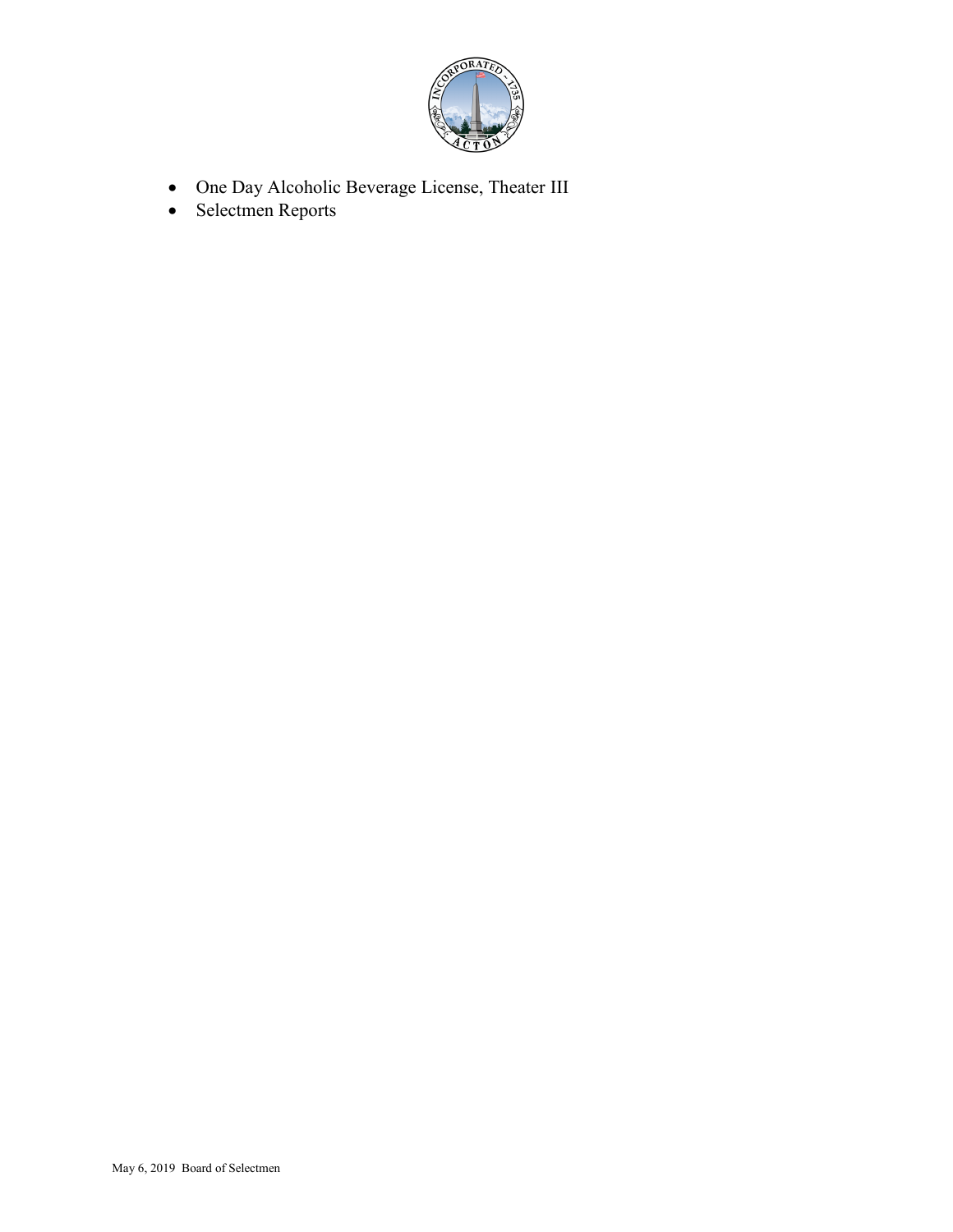- One Day Alcoholic Beverage License, Theater III
- Selectmen Reports